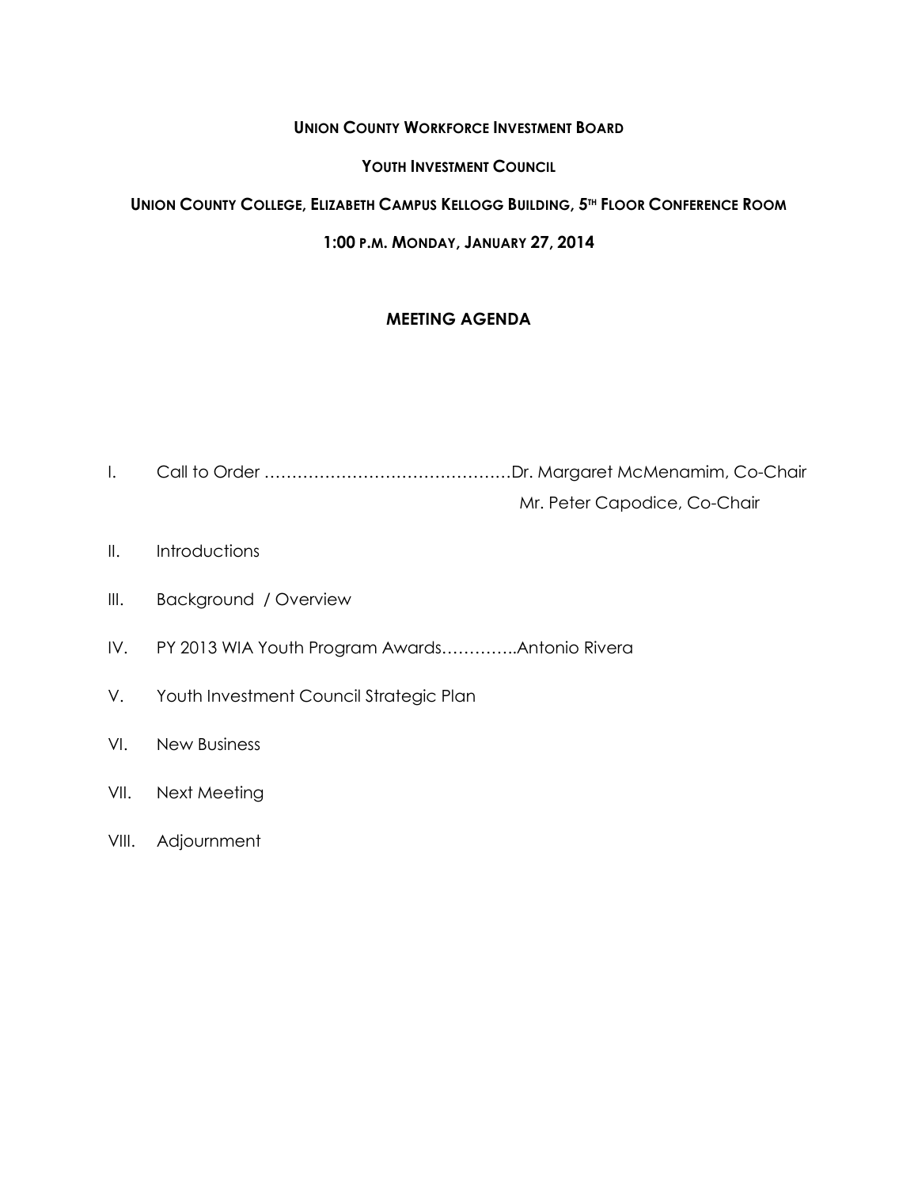**UNION COUNTY WORKFORCE INVESTMENT BOARD**

**YOUTH INVESTMENT COUNCIL**

**UNION COUNTY COLLEGE, ELIZABETH CAMPUS KELLOGG BUILDING, 5TH FLOOR CONFERENCE ROOM**

**1:00 P.M. MONDAY, JANUARY 27, 2014**

## MEETING AGENDA

I. Call to Order ………………………………………Dr. Margaret McMenamim, Co-Chair
   Mr. Peter Capodice, Co-Chair

II. Introductions

III. Background / Overview

IV. PY 2013 WIA Youth Program Awards…………..Antonio Rivera

V. Youth Investment Council Strategic Plan

VI. New Business

VII. Next Meeting

VIII. Adjournment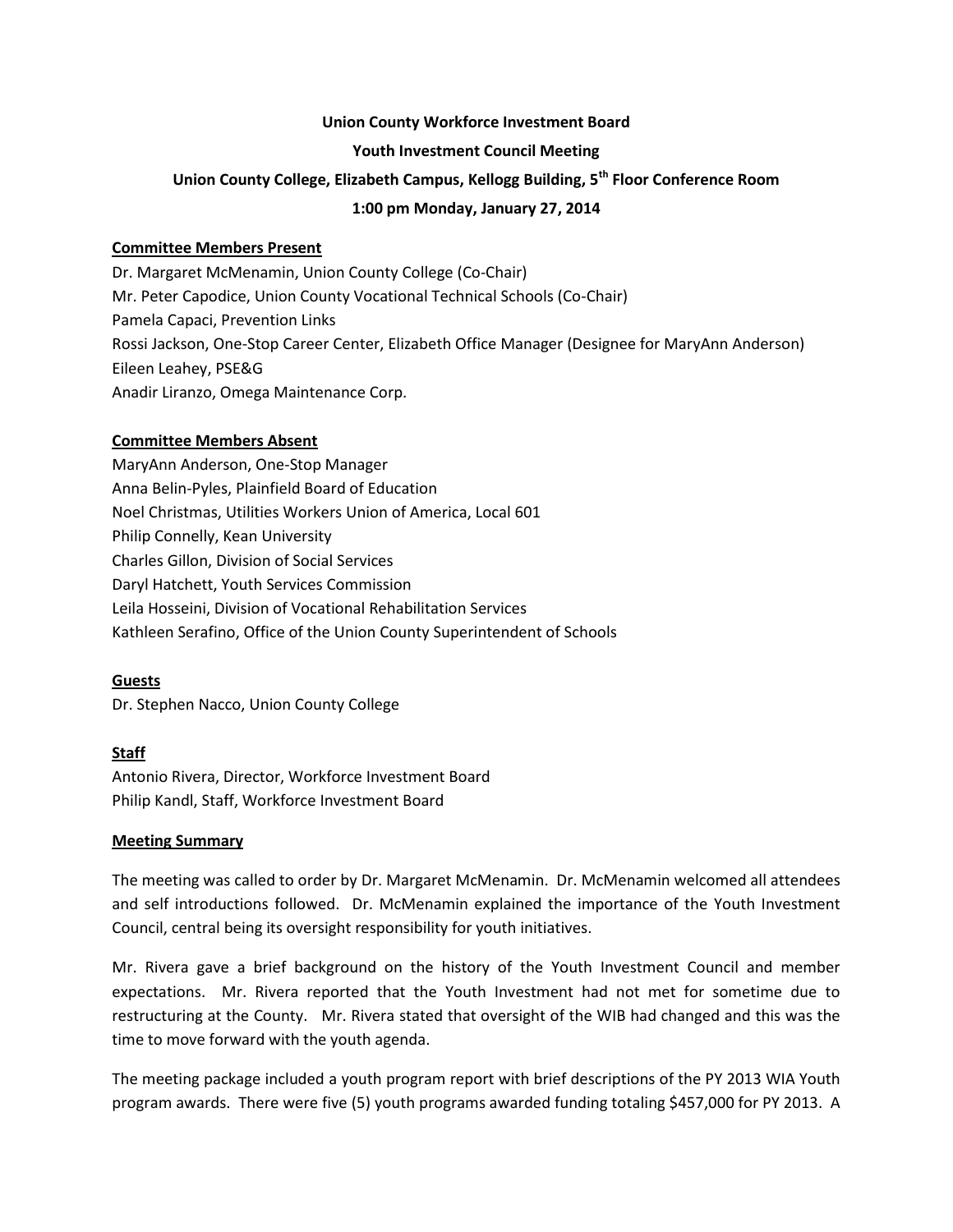**Union County Workforce Investment Board**

**Youth Investment Council Meeting**

**Union County College, Elizabeth Campus, Kellogg Building, 5th Floor Conference Room**

**1:00 pm Monday, January 27, 2014**

**Committee Members Present**

Dr. Margaret McMenamin, Union County College (Co-Chair)
Mr. Peter Capodice, Union County Vocational Technical Schools (Co-Chair)
Pamela Capaci, Prevention Links
Rossi Jackson, One-Stop Career Center, Elizabeth Office Manager (Designee for MaryAnn Anderson)
Eileen Leahey, PSE&G
Anadir Liranzo, Omega Maintenance Corp.

**Committee Members Absent**

MaryAnn Anderson, One-Stop Manager
Anna Belin-Pyles, Plainfield Board of Education
Noel Christmas, Utilities Workers Union of America, Local 601
Philip Connelly, Kean University
Charles Gillon, Division of Social Services
Daryl Hatchett, Youth Services Commission
Leila Hosseini, Division of Vocational Rehabilitation Services
Kathleen Serafino, Office of the Union County Superintendent of Schools

**Guests**

Dr. Stephen Nacco, Union County College

**Staff**

Antonio Rivera, Director, Workforce Investment Board
Philip Kandl, Staff, Workforce Investment Board

**Meeting Summary**

The meeting was called to order by Dr. Margaret McMenamin. Dr. McMenamin welcomed all attendees and self introductions followed. Dr. McMenamin explained the importance of the Youth Investment Council, central being its oversight responsibility for youth initiatives.

Mr. Rivera gave a brief background on the history of the Youth Investment Council and member expectations. Mr. Rivera reported that the Youth Investment had not met for sometime due to restructuring at the County. Mr. Rivera stated that oversight of the WIB had changed and this was the time to move forward with the youth agenda.

The meeting package included a youth program report with brief descriptions of the PY 2013 WIA Youth program awards. There were five (5) youth programs awarded funding totaling $457,000 for PY 2013. A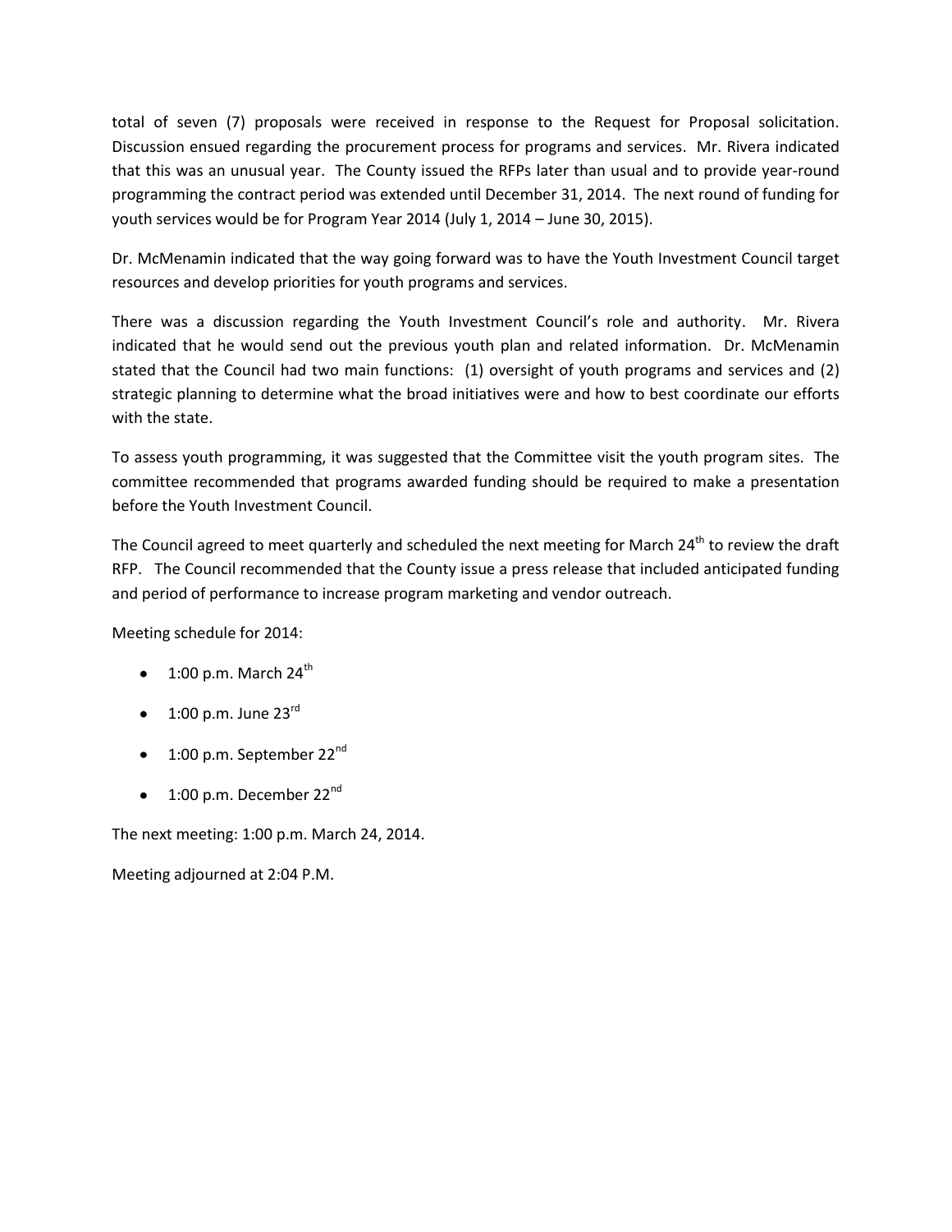total of seven (7) proposals were received in response to the Request for Proposal solicitation. Discussion ensued regarding the procurement process for programs and services. Mr. Rivera indicated that this was an unusual year. The County issued the RFPs later than usual and to provide year-round programming the contract period was extended until December 31, 2014. The next round of funding for youth services would be for Program Year 2014 (July 1, 2014 – June 30, 2015).

Dr. McMenamin indicated that the way going forward was to have the Youth Investment Council target resources and develop priorities for youth programs and services.

There was a discussion regarding the Youth Investment Council's role and authority. Mr. Rivera indicated that he would send out the previous youth plan and related information. Dr. McMenamin stated that the Council had two main functions: (1) oversight of youth programs and services and (2) strategic planning to determine what the broad initiatives were and how to best coordinate our efforts with the state.

To assess youth programming, it was suggested that the Committee visit the youth program sites. The committee recommended that programs awarded funding should be required to make a presentation before the Youth Investment Council.

The Council agreed to meet quarterly and scheduled the next meeting for March 24th to review the draft RFP. The Council recommended that the County issue a press release that included anticipated funding and period of performance to increase program marketing and vendor outreach.

Meeting schedule for 2014:

- 1:00 p.m. March 24th
- 1:00 p.m. June 23rd
- 1:00 p.m. September 22nd
- 1:00 p.m. December 22nd

The next meeting: 1:00 p.m. March 24, 2014.

Meeting adjourned at 2:04 P.M.